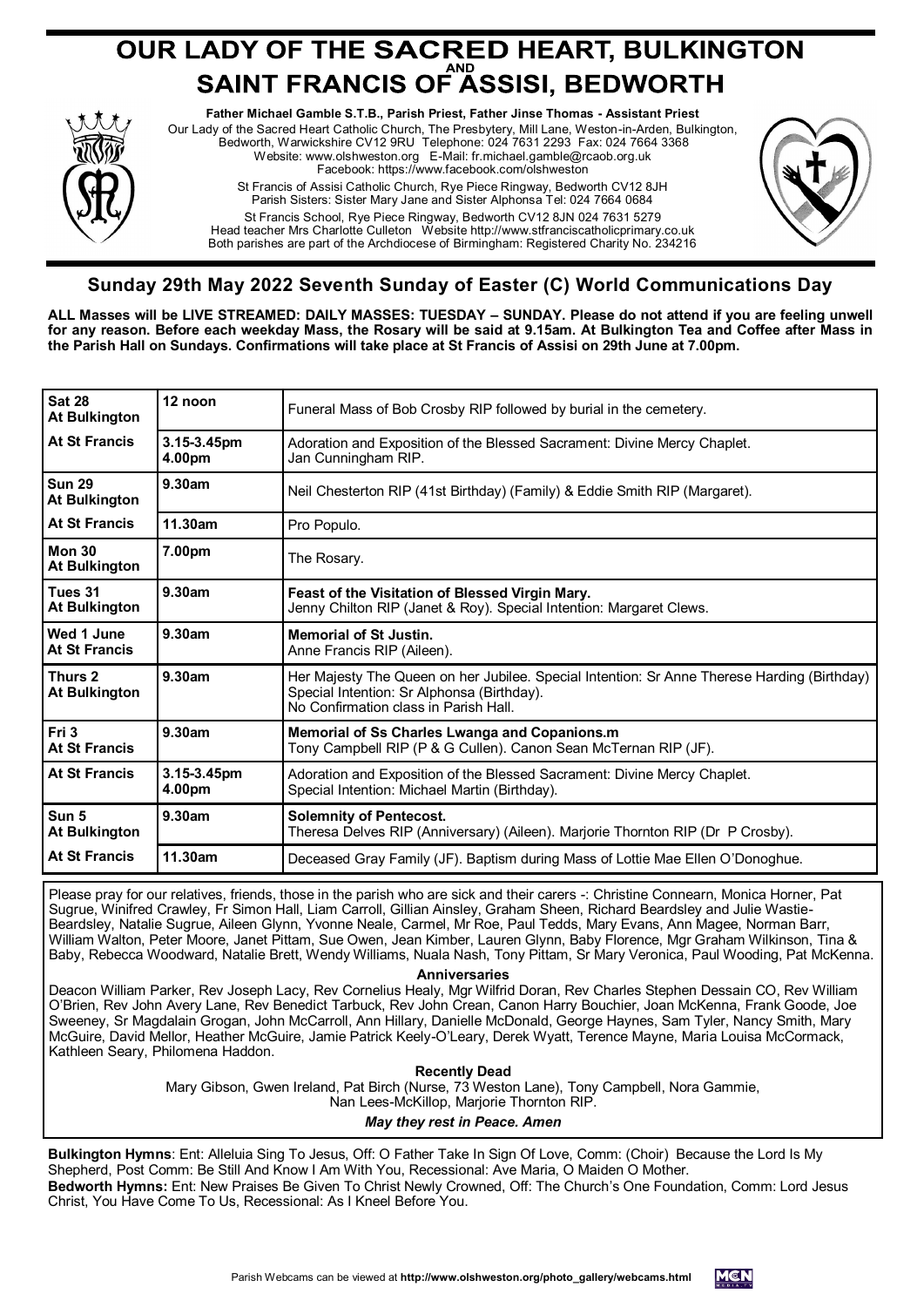# OUR LADY OF THE SACRED HEART, BULKINGTON AND SAINT FRANCIS OF ASSISI, BEDWORTH

**Father Michael Gamble S.T.B., Parish Priest, Father Jinse Thomas - Assistant Priest**

Our Lady of the Sacred Heart Catholic Church, The Presbytery, Mill Lane, Weston-in-Arden, Bulkington, Bedworth, Warwickshire CV12 9RU Telephone: 024 7631 2293 Fax: 024 7664 3368
Website: www.olshweston.org E-Mail: fr.michael.gamble@rcaob.org.uk
Facebook: https://www.facebook.com/olshweston

St Francis of Assisi Catholic Church, Rye Piece Ringway, Bedworth CV12 8JH
Parish Sisters: Sister Mary Jane and Sister Alphonsa Tel: 024 7664 0684

St Francis School, Rye Piece Ringway, Bedworth CV12 8JN 024 7631 5279
Head teacher Mrs Charlotte Culleton Website http://www.stfranciscatholicprimary.co.uk
Both parishes are part of the Archdiocese of Birmingham: Registered Charity No. 234216

## Sunday 29th May 2022 Seventh Sunday of Easter (C) World Communications Day

**ALL Masses will be LIVE STREAMED: DAILY MASSES: TUESDAY – SUNDAY. Please do not attend if you are feeling unwell for any reason. Before each weekday Mass, the Rosary will be said at 9.15am. At Bulkington Tea and Coffee after Mass in the Parish Hall on Sundays. Confirmations will take place at St Francis of Assisi on 29th June at 7.00pm.**

| | | |
|---|---|---|
| **Sat 28 At Bulkington** | **12 noon** | Funeral Mass of Bob Crosby RIP followed by burial in the cemetery. |
| **At St Francis** | **3.15-3.45pm 4.00pm** | Adoration and Exposition of the Blessed Sacrament: Divine Mercy Chaplet. Jan Cunningham RIP. |
| **Sun 29 At Bulkington** | **9.30am** | Neil Chesterton RIP (41st Birthday) (Family) & Eddie Smith RIP (Margaret). |
| **At St Francis** | **11.30am** | Pro Populo. |
| **Mon 30 At Bulkington** | **7.00pm** | The Rosary. |
| **Tues 31 At Bulkington** | **9.30am** | **Feast of the Visitation of Blessed Virgin Mary.** Jenny Chilton RIP (Janet & Roy). Special Intention: Margaret Clews. |
| **Wed 1 June At St Francis** | **9.30am** | **Memorial of St Justin.** Anne Francis RIP (Aileen). |
| **Thurs 2 At Bulkington** | **9.30am** | Her Majesty The Queen on her Jubilee. Special Intention: Sr Anne Therese Harding (Birthday) Special Intention: Sr Alphonsa (Birthday). No Confirmation class in Parish Hall. |
| **Fri 3 At St Francis** | **9.30am** | **Memorial of Ss Charles Lwanga and Copanions.m** Tony Campbell RIP (P & G Cullen). Canon Sean McTernan RIP (JF). |
| **At St Francis** | **3.15-3.45pm 4.00pm** | Adoration and Exposition of the Blessed Sacrament: Divine Mercy Chaplet. Special Intention: Michael Martin (Birthday). |
| **Sun 5 At Bulkington** | **9.30am** | **Solemnity of Pentecost.** Theresa Delves RIP (Anniversary) (Aileen). Marjorie Thornton RIP (Dr P Crosby). |
| **At St Francis** | **11.30am** | Deceased Gray Family (JF). Baptism during Mass of Lottie Mae Ellen O'Donoghue. |

Please pray for our relatives, friends, those in the parish who are sick and their carers -: Christine Connearn, Monica Horner, Pat Sugrue, Winifred Crawley, Fr Simon Hall, Liam Carroll, Gillian Ainsley, Graham Sheen, Richard Beardsley and Julie Wastie-Beardsley, Natalie Sugrue, Aileen Glynn, Yvonne Neale, Carmel, Mr Roe, Paul Tedds, Mary Evans, Ann Magee, Norman Barr, William Walton, Peter Moore, Janet Pittam, Sue Owen, Jean Kimber, Lauren Glynn, Baby Florence, Mgr Graham Wilkinson, Tina & Baby, Rebecca Woodward, Natalie Brett, Wendy Williams, Nuala Nash, Tony Pittam, Sr Mary Veronica, Paul Wooding, Pat McKenna.

**Anniversaries**

Deacon William Parker, Rev Joseph Lacy, Rev Cornelius Healy, Mgr Wilfrid Doran, Rev Charles Stephen Dessain CO, Rev William O'Brien, Rev John Avery Lane, Rev Benedict Tarbuck, Rev John Crean, Canon Harry Bouchier, Joan McKenna, Frank Goode, Joe Sweeney, Sr Magdalain Grogan, John McCarroll, Ann Hillary, Danielle McDonald, George Haynes, Sam Tyler, Nancy Smith, Mary McGuire, David Mellor, Heather McGuire, Jamie Patrick Keely-O'Leary, Derek Wyatt, Terence Mayne, Maria Louisa McCormack, Kathleen Seary, Philomena Haddon.

**Recently Dead**

Mary Gibson, Gwen Ireland, Pat Birch (Nurse, 73 Weston Lane), Tony Campbell, Nora Gammie, Nan Lees-McKillop, Marjorie Thornton RIP.

***May they rest in Peace. Amen***

**Bulkington Hymns**: Ent: Alleluia Sing To Jesus, Off: O Father Take In Sign Of Love, Comm: (Choir) Because the Lord Is My Shepherd, Post Comm: Be Still And Know I Am With You, Recessional: Ave Maria, O Maiden O Mother.
**Bedworth Hymns:** Ent: New Praises Be Given To Christ Newly Crowned, Off: The Church's One Foundation, Comm: Lord Jesus Christ, You Have Come To Us, Recessional: As I Kneel Before You.

Parish Webcams can be viewed at **http://www.olshweston.org/photo_gallery/webcams.html**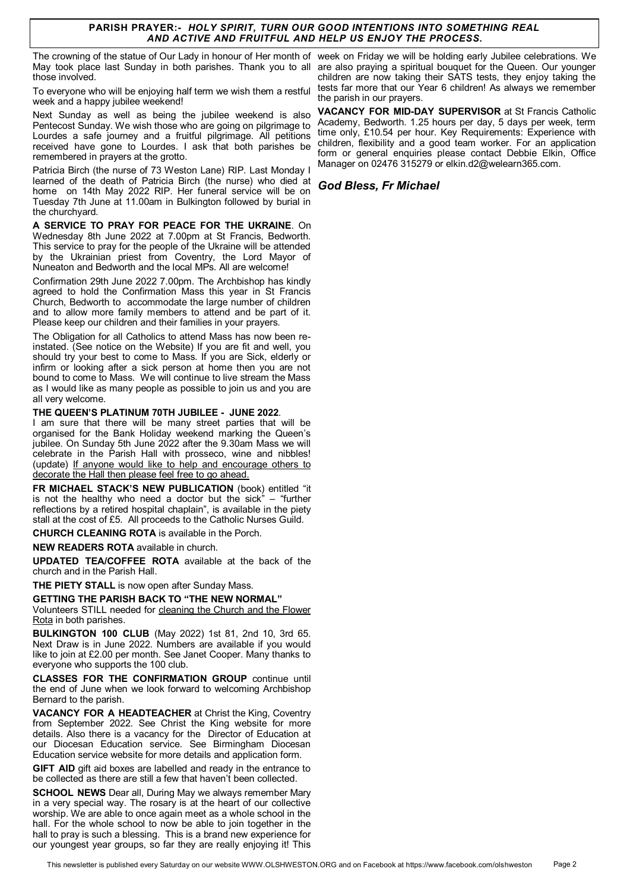**PARISH PRAYER:-** ***HOLY SPIRIT, TURN OUR GOOD INTENTIONS INTO SOMETHING REAL AND ACTIVE AND FRUITFUL AND HELP US ENJOY THE PROCESS.***

The crowning of the statue of Our Lady in honour of Her month of May took place last Sunday in both parishes. Thank you to all those involved.

To everyone who will be enjoying half term we wish them a restful week and a happy jubilee weekend!

Next Sunday as well as being the jubilee weekend is also Pentecost Sunday. We wish those who are going on pilgrimage to Lourdes a safe journey and a fruitful pilgrimage. All petitions received have gone to Lourdes. I ask that both parishes be remembered in prayers at the grotto.

Patricia Birch (the nurse of 73 Weston Lane) RIP. Last Monday I learned of the death of Patricia Birch (the nurse) who died at home on 14th May 2022 RIP. Her funeral service will be on Tuesday 7th June at 11.00am in Bulkington followed by burial in the churchyard.

**A SERVICE TO PRAY FOR PEACE FOR THE UKRAINE**. On Wednesday 8th June 2022 at 7.00pm at St Francis, Bedworth. This service to pray for the people of the Ukraine will be attended by the Ukrainian priest from Coventry, the Lord Mayor of Nuneaton and Bedworth and the local MPs. All are welcome!

Confirmation 29th June 2022 7.00pm. The Archbishop has kindly agreed to hold the Confirmation Mass this year in St Francis Church, Bedworth to accommodate the large number of children and to allow more family members to attend and be part of it. Please keep our children and their families in your prayers.

The Obligation for all Catholics to attend Mass has now been re-instated. (See notice on the Website) If you are fit and well, you should try your best to come to Mass. If you are Sick, elderly or infirm or looking after a sick person at home then you are not bound to come to Mass. We will continue to live stream the Mass as I would like as many people as possible to join us and you are all very welcome.

**THE QUEEN'S PLATINUM 70TH JUBILEE - JUNE 2022**.
I am sure that there will be many street parties that will be organised for the Bank Holiday weekend marking the Queen's jubilee. On Sunday 5th June 2022 after the 9.30am Mass we will celebrate in the Parish Hall with prosseco, wine and nibbles! (update) <u>If anyone would like to help and encourage others to decorate the Hall then please feel free to go ahead.</u>

**FR MICHAEL STACK'S NEW PUBLICATION** (book) entitled "it is not the healthy who need a doctor but the sick" – "further reflections by a retired hospital chaplain", is available in the piety stall at the cost of £5. All proceeds to the Catholic Nurses Guild.

**CHURCH CLEANING ROTA** is available in the Porch.

**NEW READERS ROTA** available in church.

**UPDATED TEA/COFFEE ROTA** available at the back of the church and in the Parish Hall.

**THE PIETY STALL** is now open after Sunday Mass.

**GETTING THE PARISH BACK TO "THE NEW NORMAL"**
Volunteers STILL needed for <u>cleaning the Church and the Flower Rota</u> in both parishes.

**BULKINGTON 100 CLUB** (May 2022) 1st 81, 2nd 10, 3rd 65. Next Draw is in June 2022. Numbers are available if you would like to join at £2.00 per month. See Janet Cooper. Many thanks to everyone who supports the 100 club.

**CLASSES FOR THE CONFIRMATION GROUP** continue until the end of June when we look forward to welcoming Archbishop Bernard to the parish.

**VACANCY FOR A HEADTEACHER** at Christ the King, Coventry from September 2022. See Christ the King website for more details. Also there is a vacancy for the Director of Education at our Diocesan Education service. See Birmingham Diocesan Education service website for more details and application form.

**GIFT AID** gift aid boxes are labelled and ready in the entrance to be collected as there are still a few that haven't been collected.

**SCHOOL NEWS** Dear all, During May we always remember Mary in a very special way. The rosary is at the heart of our collective worship. We are able to once again meet as a whole school in the hall. For the whole school to now be able to join together in the hall to pray is such a blessing. This is a brand new experience for our youngest year groups, so far they are really enjoying it! This week on Friday we will be holding early Jubilee celebrations. We are also praying a spiritual bouquet for the Queen. Our younger children are now taking their SATS tests, they enjoy taking the tests far more that our Year 6 children! As always we remember the parish in our prayers.

**VACANCY FOR MID-DAY SUPERVISOR** at St Francis Catholic Academy, Bedworth. 1.25 hours per day, 5 days per week, term time only, £10.54 per hour. Key Requirements: Experience with children, flexibility and a good team worker. For an application form or general enquiries please contact Debbie Elkin, Office Manager on 02476 315279 or elkin.d2@welearn365.com.

***God Bless, Fr Michael***

This newsletter is published every Saturday on our website WWW.OLSHWESTON.ORG and on Facebook at https://www.facebook.com/olshweston